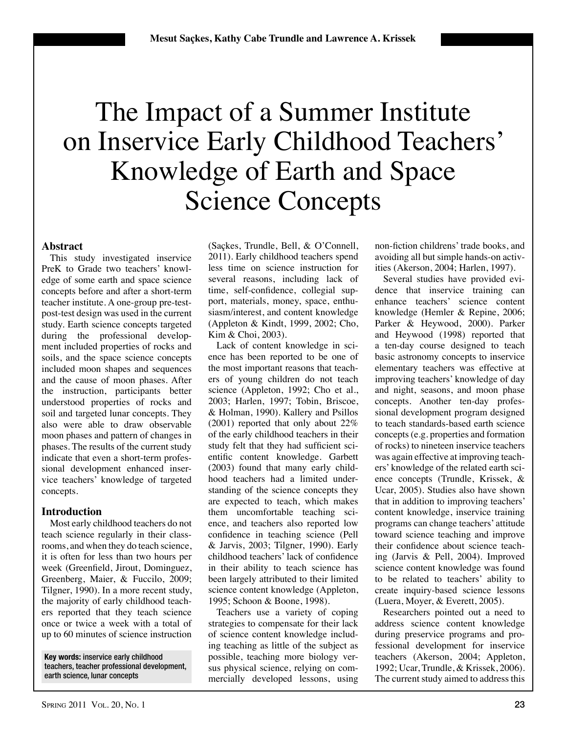Mesut Saçkes, Kathy Cabe Trundle and Lawrence A. Krissek

# The Impact of a Summer Institute on Inservice Early Childhood Teachers' Knowledge of Earth and Space Science Concepts

## Abstract

This study investigated inservice PreK to Grade two teachers' knowledge of some earth and space science concepts before and after a short-term teacher institute. A one-group pre-test-post-test design was used in the current study. Earth science concepts targeted during the professional development included properties of rocks and soils, and the space science concepts included moon shapes and sequences and the cause of moon phases. After the instruction, participants better understood properties of rocks and soil and targeted lunar concepts. They also were able to draw observable moon phases and pattern of changes in phases. The results of the current study indicate that even a short-term professional development enhanced inservice teachers' knowledge of targeted concepts.

**Key words:** inservice early childhood teachers, teacher professional development, earth science, lunar concepts

## Introduction

Most early childhood teachers do not teach science regularly in their classrooms, and when they do teach science, it is often for less than two hours per week (Greenfield, Jirout, Dominguez, Greenberg, Maier, & Fuccilo, 2009; Tilgner, 1990). In a more recent study, the majority of early childhood teachers reported that they teach science once or twice a week with a total of up to 60 minutes of science instruction (Saçkes, Trundle, Bell, & O'Connell, 2011). Early childhood teachers spend less time on science instruction for several reasons, including lack of time, self-confidence, collegial support, materials, money, space, enthusiasm/interest, and content knowledge (Appleton & Kindt, 1999, 2002; Cho, Kim & Choi, 2003).

Lack of content knowledge in science has been reported to be one of the most important reasons that teachers of young children do not teach science (Appleton, 1992; Cho et al., 2003; Harlen, 1997; Tobin, Briscoe, & Holman, 1990). Kallery and Psillos (2001) reported that only about 22% of the early childhood teachers in their study felt that they had sufficient scientific content knowledge. Garbett (2003) found that many early childhood teachers had a limited understanding of the science concepts they are expected to teach, which makes them uncomfortable teaching science, and teachers also reported low confidence in teaching science (Pell & Jarvis, 2003; Tilgner, 1990). Early childhood teachers' lack of confidence in their ability to teach science has been largely attributed to their limited science content knowledge (Appleton, 1995; Schoon & Boone, 1998).

Teachers use a variety of coping strategies to compensate for their lack of science content knowledge including teaching as little of the subject as possible, teaching more biology versus physical science, relying on commercially developed lessons, using non-fiction childrens' trade books, and avoiding all but simple hands-on activities (Akerson, 2004; Harlen, 1997).

Several studies have provided evidence that inservice training can enhance teachers' science content knowledge (Hemler & Repine, 2006; Parker & Heywood, 2000). Parker and Heywood (1998) reported that a ten-day course designed to teach basic astronomy concepts to inservice elementary teachers was effective at improving teachers' knowledge of day and night, seasons, and moon phase concepts. Another ten-day professional development program designed to teach standards-based earth science concepts (e.g. properties and formation of rocks) to nineteen inservice teachers was again effective at improving teachers' knowledge of the related earth science concepts (Trundle, Krissek, & Ucar, 2005). Studies also have shown that in addition to improving teachers' content knowledge, inservice training programs can change teachers' attitude toward science teaching and improve their confidence about science teaching (Jarvis & Pell, 2004). Improved science content knowledge was found to be related to teachers' ability to create inquiry-based science lessons (Luera, Moyer, & Everett, 2005).

Researchers pointed out a need to address science content knowledge during preservice programs and professional development for inservice teachers (Akerson, 2004; Appleton, 1992; Ucar, Trundle, & Krissek, 2006). The current study aimed to address this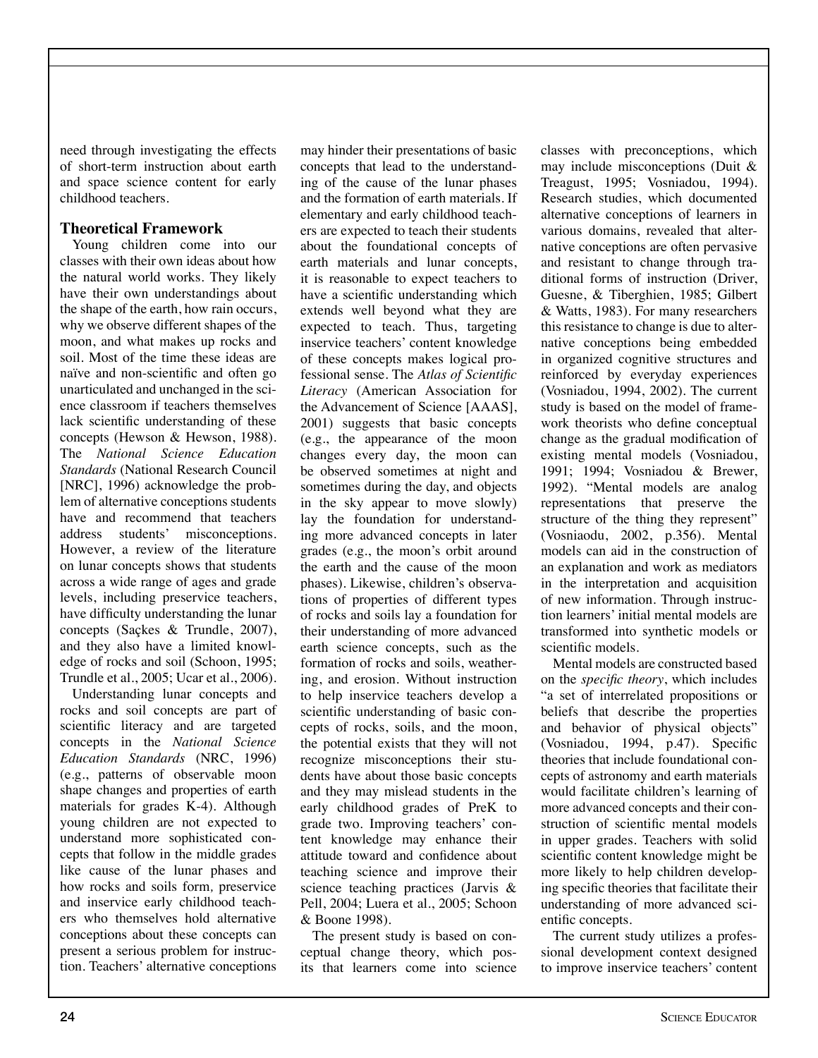need through investigating the effects of short-term instruction about earth and space science content for early childhood teachers.

## Theoretical Framework

Young children come into our classes with their own ideas about how the natural world works. They likely have their own understandings about the shape of the earth, how rain occurs, why we observe different shapes of the moon, and what makes up rocks and soil. Most of the time these ideas are naïve and non-scientific and often go unarticulated and unchanged in the science classroom if teachers themselves lack scientific understanding of these concepts (Hewson & Hewson, 1988). The *National Science Education Standards* (National Research Council [NRC], 1996) acknowledge the problem of alternative conceptions students have and recommend that teachers address students' misconceptions. However, a review of the literature on lunar concepts shows that students across a wide range of ages and grade levels, including preservice teachers, have difficulty understanding the lunar concepts (Saçkes & Trundle, 2007), and they also have a limited knowledge of rocks and soil (Schoon, 1995; Trundle et al., 2005; Ucar et al., 2006).

Understanding lunar concepts and rocks and soil concepts are part of scientific literacy and are targeted concepts in the *National Science Education Standards* (NRC, 1996) (e.g., patterns of observable moon shape changes and properties of earth materials for grades K-4). Although young children are not expected to understand more sophisticated concepts that follow in the middle grades like cause of the lunar phases and how rocks and soils form, preservice and inservice early childhood teachers who themselves hold alternative conceptions about these concepts can present a serious problem for instruction. Teachers' alternative conceptions may hinder their presentations of basic concepts that lead to the understanding of the cause of the lunar phases and the formation of earth materials. If elementary and early childhood teachers are expected to teach their students about the foundational concepts of earth materials and lunar concepts, it is reasonable to expect teachers to have a scientific understanding which extends well beyond what they are expected to teach. Thus, targeting inservice teachers' content knowledge of these concepts makes logical professional sense. The *Atlas of Scientific Literacy* (American Association for the Advancement of Science [AAAS], 2001) suggests that basic concepts (e.g., the appearance of the moon changes every day, the moon can be observed sometimes at night and sometimes during the day, and objects in the sky appear to move slowly) lay the foundation for understanding more advanced concepts in later grades (e.g., the moon's orbit around the earth and the cause of the moon phases). Likewise, children's observations of properties of different types of rocks and soils lay a foundation for their understanding of more advanced earth science concepts, such as the formation of rocks and soils, weathering, and erosion. Without instruction to help inservice teachers develop a scientific understanding of basic concepts of rocks, soils, and the moon, the potential exists that they will not recognize misconceptions their students have about those basic concepts and they may mislead students in the early childhood grades of PreK to grade two. Improving teachers' content knowledge may enhance their attitude toward and confidence about teaching science and improve their science teaching practices (Jarvis & Pell, 2004; Luera et al., 2005; Schoon & Boone 1998).

The present study is based on conceptual change theory, which posits that learners come into science classes with preconceptions, which may include misconceptions (Duit & Treagust, 1995; Vosniadou, 1994). Research studies, which documented alternative conceptions of learners in various domains, revealed that alternative conceptions are often pervasive and resistant to change through traditional forms of instruction (Driver, Guesne, & Tiberghien, 1985; Gilbert & Watts, 1983). For many researchers this resistance to change is due to alternative conceptions being embedded in organized cognitive structures and reinforced by everyday experiences (Vosniadou, 1994, 2002). The current study is based on the model of framework theorists who define conceptual change as the gradual modification of existing mental models (Vosniadou, 1991; 1994; Vosniadou & Brewer, 1992). "Mental models are analog representations that preserve the structure of the thing they represent" (Vosniaodu, 2002, p.356). Mental models can aid in the construction of an explanation and work as mediators in the interpretation and acquisition of new information. Through instruction learners' initial mental models are transformed into synthetic models or scientific models.

Mental models are constructed based on the *specific theory*, which includes "a set of interrelated propositions or beliefs that describe the properties and behavior of physical objects" (Vosniadou, 1994, p.47). Specific theories that include foundational concepts of astronomy and earth materials would facilitate children's learning of more advanced concepts and their construction of scientific mental models in upper grades. Teachers with solid scientific content knowledge might be more likely to help children developing specific theories that facilitate their understanding of more advanced scientific concepts.

The current study utilizes a professional development context designed to improve inservice teachers' content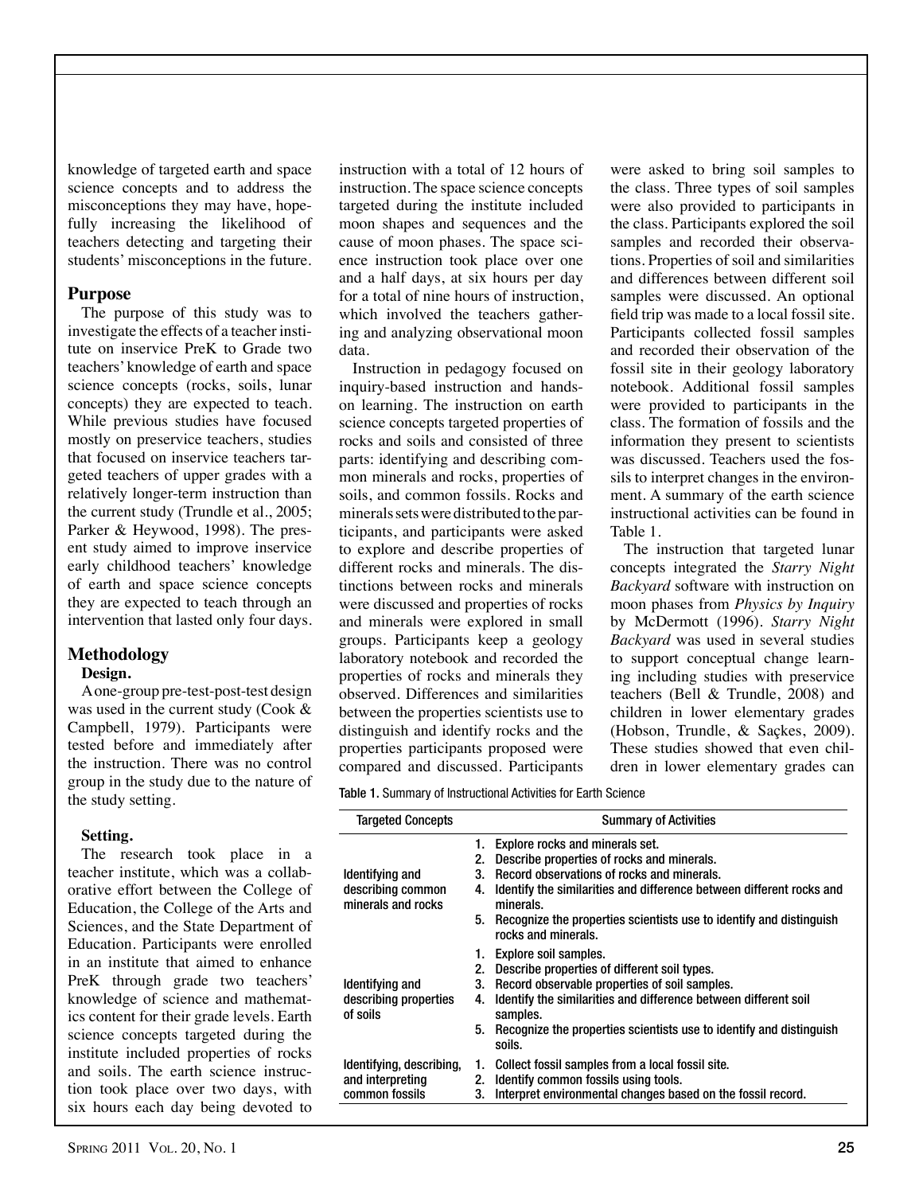knowledge of targeted earth and space science concepts and to address the misconceptions they may have, hopefully increasing the likelihood of teachers detecting and targeting their students' misconceptions in the future.

## Purpose

The purpose of this study was to investigate the effects of a teacher institute on inservice PreK to Grade two teachers' knowledge of earth and space science concepts (rocks, soils, lunar concepts) they are expected to teach. While previous studies have focused mostly on preservice teachers, studies that focused on inservice teachers targeted teachers of upper grades with a relatively longer-term instruction than the current study (Trundle et al., 2005; Parker & Heywood, 1998). The present study aimed to improve inservice early childhood teachers' knowledge of earth and space science concepts they are expected to teach through an intervention that lasted only four days.

## Methodology

### Design.

A one-group pre-test-post-test design was used in the current study (Cook & Campbell, 1979). Participants were tested before and immediately after the instruction. There was no control group in the study due to the nature of the study setting.

### Setting.

The research took place in a teacher institute, which was a collaborative effort between the College of Education, the College of the Arts and Sciences, and the State Department of Education. Participants were enrolled in an institute that aimed to enhance PreK through grade two teachers' knowledge of science and mathematics content for their grade levels. Earth science concepts targeted during the institute included properties of rocks and soils. The earth science instruction took place over two days, with six hours each day being devoted to instruction with a total of 12 hours of instruction. The space science concepts targeted during the institute included moon shapes and sequences and the cause of moon phases. The space science instruction took place over one and a half days, at six hours per day for a total of nine hours of instruction, which involved the teachers gathering and analyzing observational moon data.

Instruction in pedagogy focused on inquiry-based instruction and hands-on learning. The instruction on earth science concepts targeted properties of rocks and soils and consisted of three parts: identifying and describing common minerals and rocks, properties of soils, and common fossils. Rocks and minerals sets were distributed to the participants, and participants were asked to explore and describe properties of different rocks and minerals. The distinctions between rocks and minerals were discussed and properties of rocks and minerals were explored in small groups. Participants keep a geology laboratory notebook and recorded the properties of rocks and minerals they observed. Differences and similarities between the properties scientists use to distinguish and identify rocks and the properties participants proposed were compared and discussed. Participants were asked to bring soil samples to the class. Three types of soil samples were also provided to participants in the class. Participants explored the soil samples and recorded their observations. Properties of soil and similarities and differences between different soil samples were discussed. An optional field trip was made to a local fossil site. Participants collected fossil samples and recorded their observation of the fossil site in their geology laboratory notebook. Additional fossil samples were provided to participants in the class. The formation of fossils and the information they present to scientists was discussed. Teachers used the fossils to interpret changes in the environment. A summary of the earth science instructional activities can be found in Table 1.

The instruction that targeted lunar concepts integrated the *Starry Night Backyard* software with instruction on moon phases from *Physics by Inquiry* by McDermott (1996). *Starry Night Backyard* was used in several studies to support conceptual change learning including studies with preservice teachers (Bell & Trundle, 2008) and children in lower elementary grades (Hobson, Trundle, & Saçkes, 2009). These studies showed that even children in lower elementary grades can

**Table 1.** Summary of Instructional Activities for Earth Science

| Targeted Concepts | Summary of Activities |
| --- | --- |
| Identifying and describing common minerals and rocks | 1. Explore rocks and minerals set.<br>2. Describe properties of rocks and minerals.<br>3. Record observations of rocks and minerals.<br>4. Identify the similarities and difference between different rocks and minerals.<br>5. Recognize the properties scientists use to identify and distinguish rocks and minerals. |
| Identifying and describing properties of soils | 1. Explore soil samples.<br>2. Describe properties of different soil types.<br>3. Record observable properties of soil samples.<br>4. Identify the similarities and difference between different soil samples.<br>5. Recognize the properties scientists use to identify and distinguish soils. |
| Identifying, describing, and interpreting common fossils | 1. Collect fossil samples from a local fossil site.<br>2. Identify common fossils using tools.<br>3. Interpret environmental changes based on the fossil record. |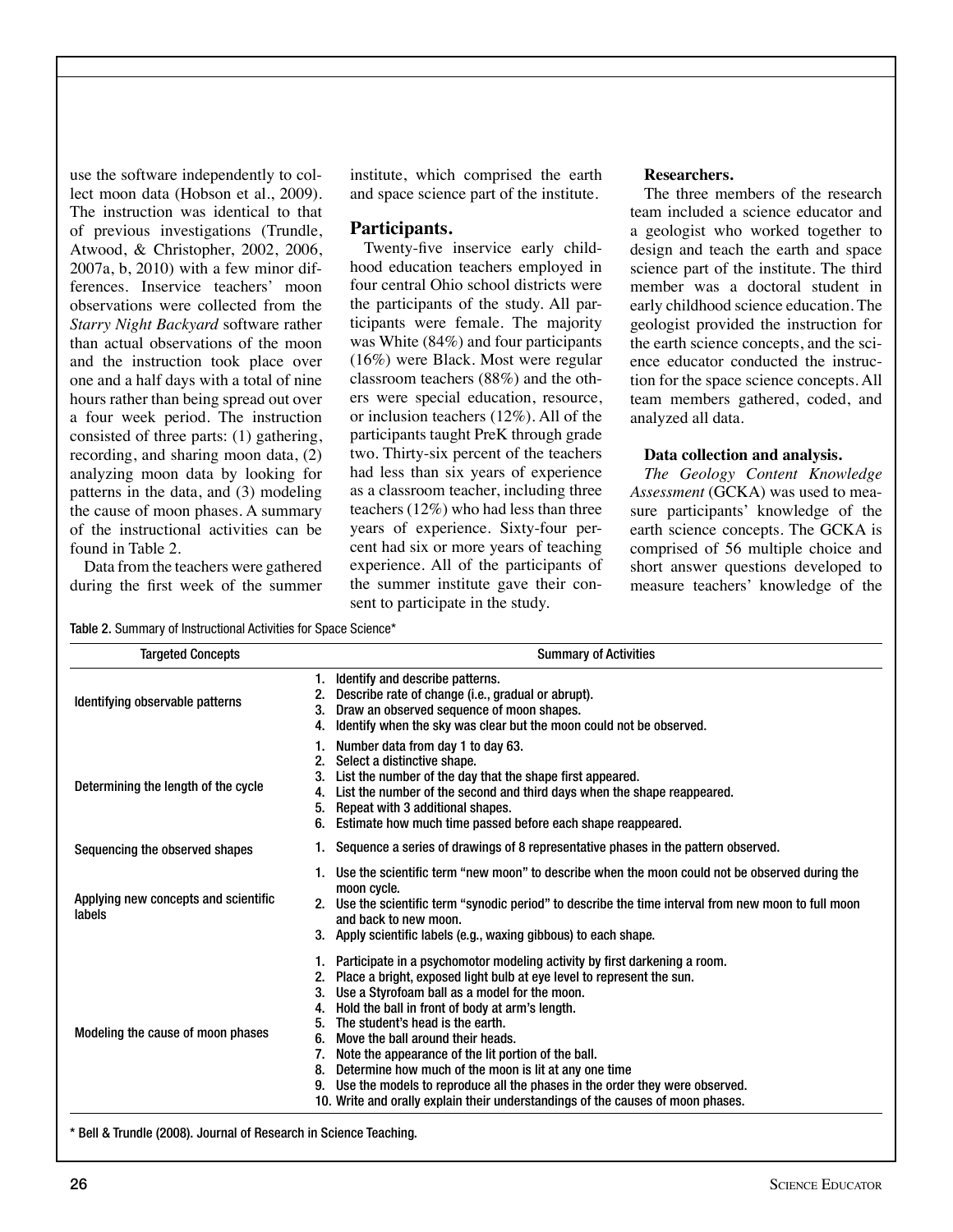use the software independently to collect moon data (Hobson et al., 2009). The instruction was identical to that of previous investigations (Trundle, Atwood, & Christopher, 2002, 2006, 2007a, b, 2010) with a few minor differences. Inservice teachers' moon observations were collected from the *Starry Night Backyard* software rather than actual observations of the moon and the instruction took place over one and a half days with a total of nine hours rather than being spread out over a four week period. The instruction consisted of three parts: (1) gathering, recording, and sharing moon data, (2) analyzing moon data by looking for patterns in the data, and (3) modeling the cause of moon phases. A summary of the instructional activities can be found in Table 2.

Data from the teachers were gathered during the first week of the summer institute, which comprised the earth and space science part of the institute.

## Participants.

Twenty-five inservice early childhood education teachers employed in four central Ohio school districts were the participants of the study. All participants were female. The majority was White (84%) and four participants (16%) were Black. Most were regular classroom teachers (88%) and the others were special education, resource, or inclusion teachers (12%). All of the participants taught PreK through grade two. Thirty-six percent of the teachers had less than six years of experience as a classroom teacher, including three teachers (12%) who had less than three years of experience. Sixty-four percent had six or more years of teaching experience. All of the participants of the summer institute gave their consent to participate in the study.

### Researchers.

The three members of the research team included a science educator and a geologist who worked together to design and teach the earth and space science part of the institute. The third member was a doctoral student in early childhood science education. The geologist provided the instruction for the earth science concepts, and the science educator conducted the instruction for the space science concepts. All team members gathered, coded, and analyzed all data.

### Data collection and analysis.

*The Geology Content Knowledge Assessment* (GCKA) was used to measure participants' knowledge of the earth science concepts. The GCKA is comprised of 56 multiple choice and short answer questions developed to measure teachers' knowledge of the

Table 2. Summary of Instructional Activities for Space Science*

| Targeted Concepts | Summary of Activities |
|---|---|
| Identifying observable patterns | 1. Identify and describe patterns.<br>2. Describe rate of change (i.e., gradual or abrupt).<br>3. Draw an observed sequence of moon shapes.<br>4. Identify when the sky was clear but the moon could not be observed. |
| Determining the length of the cycle | 1. Number data from day 1 to day 63.<br>2. Select a distinctive shape.<br>3. List the number of the day that the shape first appeared.<br>4. List the number of the second and third days when the shape reappeared.<br>5. Repeat with 3 additional shapes.<br>6. Estimate how much time passed before each shape reappeared. |
| Sequencing the observed shapes | 1. Sequence a series of drawings of 8 representative phases in the pattern observed. |
| Applying new concepts and scientific labels | 1. Use the scientific term "new moon" to describe when the moon could not be observed during the moon cycle.<br>2. Use the scientific term "synodic period" to describe the time interval from new moon to full moon and back to new moon.<br>3. Apply scientific labels (e.g., waxing gibbous) to each shape. |
| Modeling the cause of moon phases | 1. Participate in a psychomotor modeling activity by first darkening a room.<br>2. Place a bright, exposed light bulb at eye level to represent the sun.<br>3. Use a Styrofoam ball as a model for the moon.<br>4. Hold the ball in front of body at arm's length.<br>5. The student's head is the earth.<br>6. Move the ball around their heads.<br>7. Note the appearance of the lit portion of the ball.<br>8. Determine how much of the moon is lit at any one time<br>9. Use the models to reproduce all the phases in the order they were observed.<br>10. Write and orally explain their understandings of the causes of moon phases. |

\* Bell & Trundle (2008). Journal of Research in Science Teaching.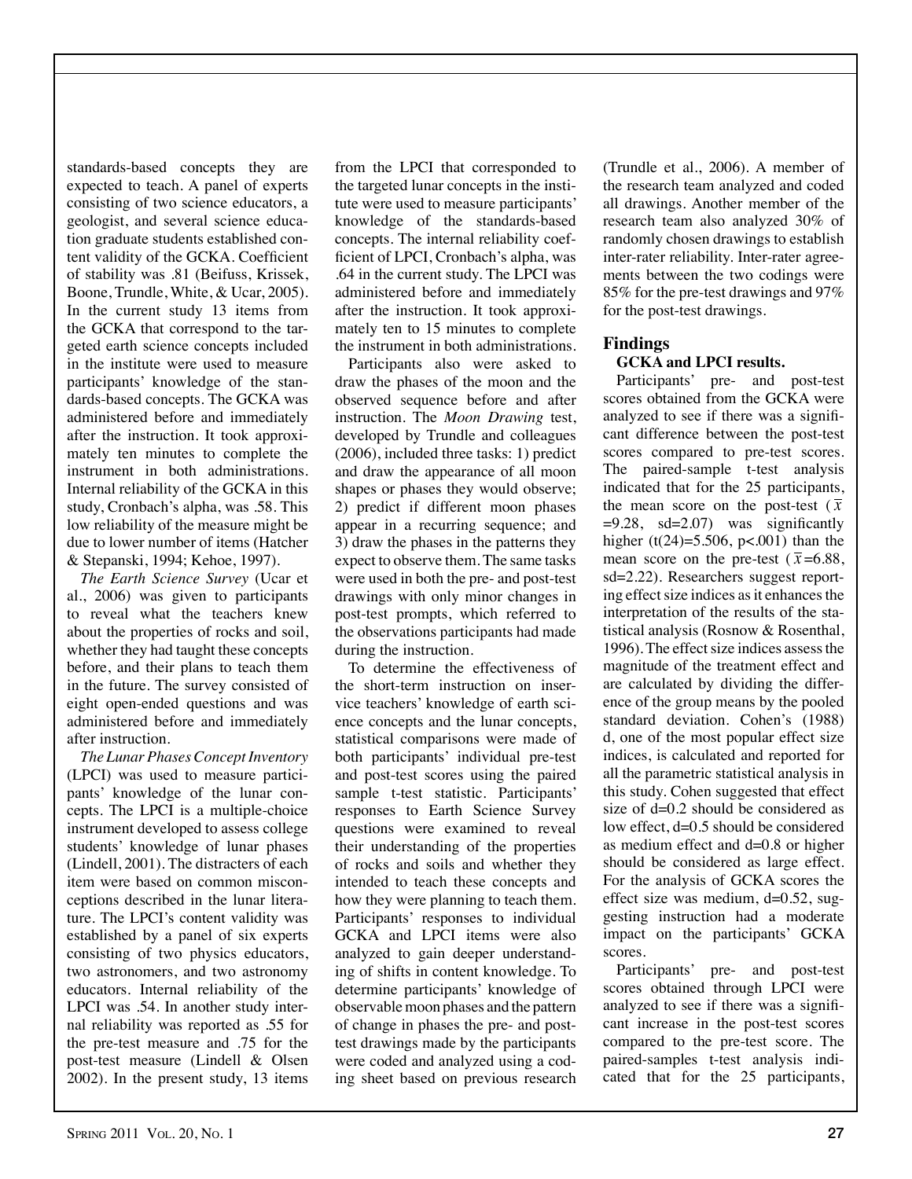standards-based concepts they are expected to teach. A panel of experts consisting of two science educators, a geologist, and several science education graduate students established content validity of the GCKA. Coefficient of stability was .81 (Beifuss, Krissek, Boone, Trundle, White, & Ucar, 2005). In the current study 13 items from the GCKA that correspond to the targeted earth science concepts included in the institute were used to measure participants' knowledge of the standards-based concepts. The GCKA was administered before and immediately after the instruction. It took approximately ten minutes to complete the instrument in both administrations. Internal reliability of the GCKA in this study, Cronbach's alpha, was .58. This low reliability of the measure might be due to lower number of items (Hatcher & Stepanski, 1994; Kehoe, 1997).

*The Earth Science Survey* (Ucar et al., 2006) was given to participants to reveal what the teachers knew about the properties of rocks and soil, whether they had taught these concepts before, and their plans to teach them in the future. The survey consisted of eight open-ended questions and was administered before and immediately after instruction.

*The Lunar Phases Concept Inventory* (LPCI) was used to measure participants' knowledge of the lunar concepts. The LPCI is a multiple-choice instrument developed to assess college students' knowledge of lunar phases (Lindell, 2001). The distracters of each item were based on common misconceptions described in the lunar literature. The LPCI's content validity was established by a panel of six experts consisting of two physics educators, two astronomers, and two astronomy educators. Internal reliability of the LPCI was .54. In another study internal reliability was reported as .55 for the pre-test measure and .75 for the post-test measure (Lindell & Olsen 2002). In the present study, 13 items from the LPCI that corresponded to the targeted lunar concepts in the institute were used to measure participants' knowledge of the standards-based concepts. The internal reliability coefficient of LPCI, Cronbach's alpha, was .64 in the current study. The LPCI was administered before and immediately after the instruction. It took approximately ten to 15 minutes to complete the instrument in both administrations.

Participants also were asked to draw the phases of the moon and the observed sequence before and after instruction. The *Moon Drawing* test, developed by Trundle and colleagues (2006), included three tasks: 1) predict and draw the appearance of all moon shapes or phases they would observe; 2) predict if different moon phases appear in a recurring sequence; and 3) draw the phases in the patterns they expect to observe them. The same tasks were used in both the pre- and post-test drawings with only minor changes in post-test prompts, which referred to the observations participants had made during the instruction.

To determine the effectiveness of the short-term instruction on inservice teachers' knowledge of earth science concepts and the lunar concepts, statistical comparisons were made of both participants' individual pre-test and post-test scores using the paired sample t-test statistic. Participants' responses to Earth Science Survey questions were examined to reveal their understanding of the properties of rocks and soils and whether they intended to teach these concepts and how they were planning to teach them. Participants' responses to individual GCKA and LPCI items were also analyzed to gain deeper understanding of shifts in content knowledge. To determine participants' knowledge of observable moon phases and the pattern of change in phases the pre- and post-test drawings made by the participants were coded and analyzed using a coding sheet based on previous research (Trundle et al., 2006). A member of the research team analyzed and coded all drawings. Another member of the research team also analyzed 30% of randomly chosen drawings to establish inter-rater reliability. Inter-rater agreements between the two codings were 85% for the pre-test drawings and 97% for the post-test drawings.

## Findings

### GCKA and LPCI results.

Participants' pre- and post-test scores obtained from the GCKA were analyzed to see if there was a significant difference between the post-test scores compared to pre-test scores. The paired-sample t-test analysis indicated that for the 25 participants, the mean score on the post-test ($\bar{x}$ =9.28, sd=2.07) was significantly higher ($t(24)=5.506$, $p<.001$) than the mean score on the pre-test ($\bar{x}$=6.88, sd=2.22). Researchers suggest reporting effect size indices as it enhances the interpretation of the results of the statistical analysis (Rosnow & Rosenthal, 1996). The effect size indices assess the magnitude of the treatment effect and are calculated by dividing the difference of the group means by the pooled standard deviation. Cohen's (1988) d, one of the most popular effect size indices, is calculated and reported for all the parametric statistical analysis in this study. Cohen suggested that effect size of d=0.2 should be considered as low effect, d=0.5 should be considered as medium effect and d=0.8 or higher should be considered as large effect. For the analysis of GCKA scores the effect size was medium, d=0.52, suggesting instruction had a moderate impact on the participants' GCKA scores.

Participants' pre- and post-test scores obtained through LPCI were analyzed to see if there was a significant increase in the post-test scores compared to the pre-test score. The paired-samples t-test analysis indicated that for the 25 participants,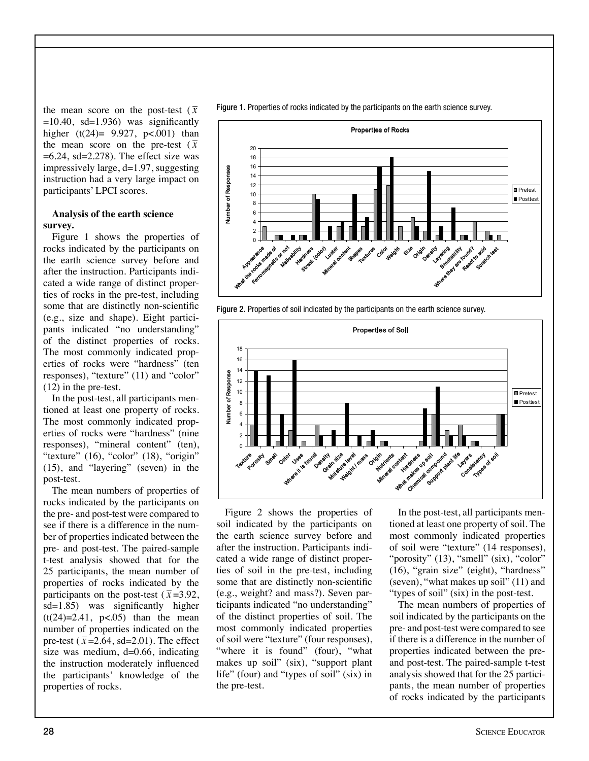the mean score on the post-test ($\bar{x}$ =10.40, sd=1.936) was significantly higher (t(24)= 9.927, p<.001) than the mean score on the pre-test ($\bar{x}$ =6.24, sd=2.278). The effect size was impressively large, d=1.97, suggesting instruction had a very large impact on participants' LPCI scores.

**Analysis of the earth science survey.**

Figure 1 shows the properties of rocks indicated by the participants on the earth science survey before and after the instruction. Participants indicated a wide range of distinct properties of rocks in the pre-test, including some that are distinctly non-scientific (e.g., size and shape). Eight participants indicated "no understanding" of the distinct properties of rocks. The most commonly indicated properties of rocks were "hardness" (ten responses), "texture" (11) and "color" (12) in the pre-test.

In the post-test, all participants mentioned at least one property of rocks. The most commonly indicated properties of rocks were "hardness" (nine responses), "mineral content" (ten), "texture" (16), "color" (18), "origin" (15), and "layering" (seven) in the post-test.

The mean numbers of properties of rocks indicated by the participants on the pre- and post-test were compared to see if there is a difference in the number of properties indicated between the pre- and post-test. The paired-sample t-test analysis showed that for the 25 participants, the mean number of properties of rocks indicated by the participants on the post-test ($\bar{x}$=3.92, sd=1.85) was significantly higher (t(24)=2.41, p<.05) than the mean number of properties indicated on the pre-test ($\bar{x}$=2.64, sd=2.01). The effect size was medium, d=0.66, indicating the instruction moderately influenced the participants' knowledge of the properties of rocks.

**Figure 1.** Properties of rocks indicated by the participants on the earth science survey.

**Figure 2.** Properties of soil indicated by the participants on the earth science survey.

Figure 2 shows the properties of soil indicated by the participants on the earth science survey before and after the instruction. Participants indicated a wide range of distinct properties of soil in the pre-test, including some that are distinctly non-scientific (e.g., weight? and mass?). Seven participants indicated "no understanding" of the distinct properties of soil. The most commonly indicated properties of soil were "texture" (four responses), "where it is found" (four), "what makes up soil" (six), "support plant life" (four) and "types of soil" (six) in the pre-test.

In the post-test, all participants mentioned at least one property of soil. The most commonly indicated properties of soil were "texture" (14 responses), "porosity" (13), "smell" (six), "color" (16), "grain size" (eight), "hardness" (seven), "what makes up soil" (11) and "types of soil" (six) in the post-test.

The mean numbers of properties of soil indicated by the participants on the pre- and post-test were compared to see if there is a difference in the number of properties indicated between the pre- and post-test. The paired-sample t-test analysis showed that for the 25 participants, the mean number of properties of rocks indicated by the participants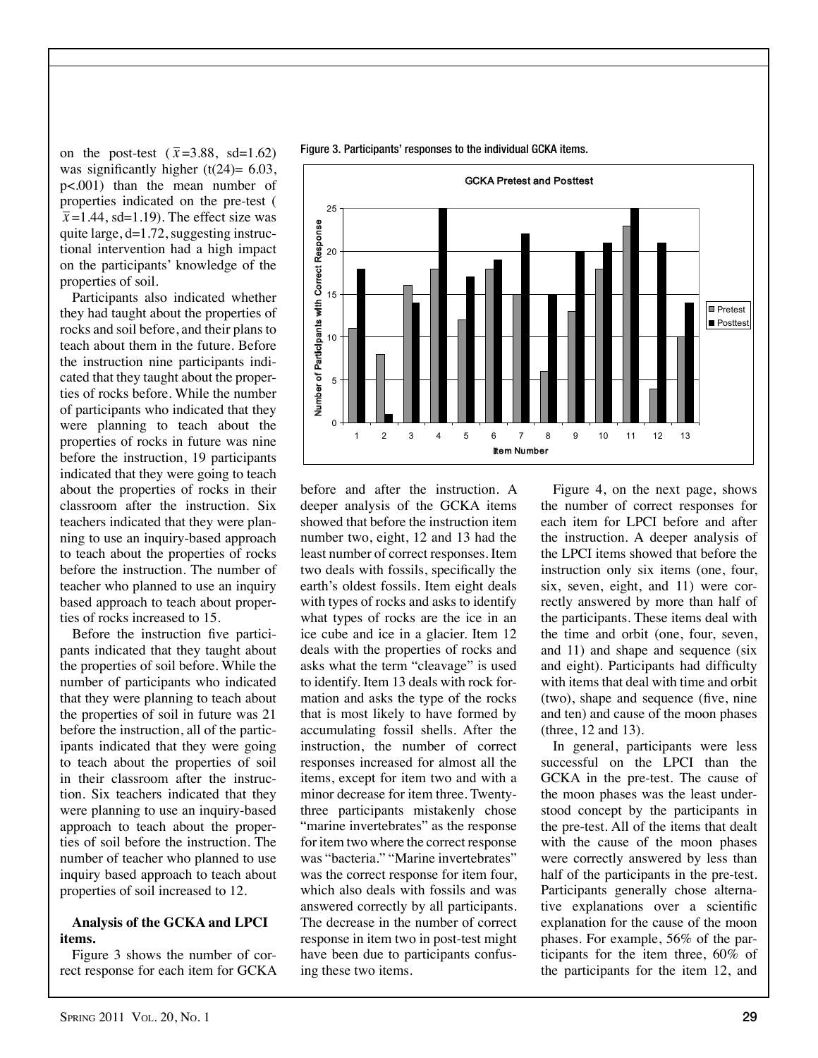on the post-test ($\bar{x}$=3.88, sd=1.62) was significantly higher (t(24)= 6.03, p<.001) than the mean number of properties indicated on the pre-test ( $\bar{x}$=1.44, sd=1.19). The effect size was quite large, d=1.72, suggesting instructional intervention had a high impact on the participants' knowledge of the properties of soil.

Participants also indicated whether they had taught about the properties of rocks and soil before, and their plans to teach about them in the future. Before the instruction nine participants indicated that they taught about the properties of rocks before. While the number of participants who indicated that they were planning to teach about the properties of rocks in future was nine before the instruction, 19 participants indicated that they were going to teach about the properties of rocks in their classroom after the instruction. Six teachers indicated that they were planning to use an inquiry-based approach to teach about the properties of rocks before the instruction. The number of teacher who planned to use an inquiry based approach to teach about properties of rocks increased to 15.

Before the instruction five participants indicated that they taught about the properties of soil before. While the number of participants who indicated that they were planning to teach about the properties of soil in future was 21 before the instruction, all of the participants indicated that they were going to teach about the properties of soil in their classroom after the instruction. Six teachers indicated that they were planning to use an inquiry-based approach to teach about the properties of soil before the instruction. The number of teacher who planned to use inquiry based approach to teach about properties of soil increased to 12.

**Analysis of the GCKA and LPCI items.**

Figure 3 shows the number of correct response for each item for GCKA before and after the instruction. A deeper analysis of the GCKA items showed that before the instruction item number two, eight, 12 and 13 had the least number of correct responses. Item two deals with fossils, specifically the earth's oldest fossils. Item eight deals with types of rocks and asks to identify what types of rocks are the ice in an ice cube and ice in a glacier. Item 12 deals with the properties of rocks and asks what the term "cleavage" is used to identify. Item 13 deals with rock formation and asks the type of the rocks that is most likely to have formed by accumulating fossil shells. After the instruction, the number of correct responses increased for almost all the items, except for item two and with a minor decrease for item three. Twenty-three participants mistakenly chose "marine invertebrates" as the response for item two where the correct response was "bacteria." "Marine invertebrates" was the correct response for item four, which also deals with fossils and was answered correctly by all participants. The decrease in the number of correct response in item two in post-test might have been due to participants confusing these two items.

Figure 3. Participants' responses to the individual GCKA items.

GCKA Pretest and Posttest

| Item Number | Pretest | Posttest |
|---|---|---|
| 1 | 11 | 18 |
| 2 | 8 | 1 |
| 3 | 16 | 14 |
| 4 | 18 | 25 |
| 5 | 12 | 17 |
| 6 | 18 | 19 |
| 7 | 15 | 22 |
| 8 | 6 | 15 |
| 9 | 13 | 20 |
| 10 | 18 | 21 |
| 11 | 23 | 25 |
| 12 | 4 | 21 |
| 13 | 10 | 14 |

Figure 4, on the next page, shows the number of correct responses for each item for LPCI before and after the instruction. A deeper analysis of the LPCI items showed that before the instruction only six items (one, four, six, seven, eight, and 11) were correctly answered by more than half of the participants. These items deal with the time and orbit (one, four, seven, and 11) and shape and sequence (six and eight). Participants had difficulty with items that deal with time and orbit (two), shape and sequence (five, nine and ten) and cause of the moon phases (three, 12 and 13).

In general, participants were less successful on the LPCI than the GCKA in the pre-test. The cause of the moon phases was the least understood concept by the participants in the pre-test. All of the items that dealt with the cause of the moon phases were correctly answered by less than half of the participants in the pre-test. Participants generally chose alternative explanations over a scientific explanation for the cause of the moon phases. For example, 56% of the participants for the item three, 60% of the participants for the item 12, and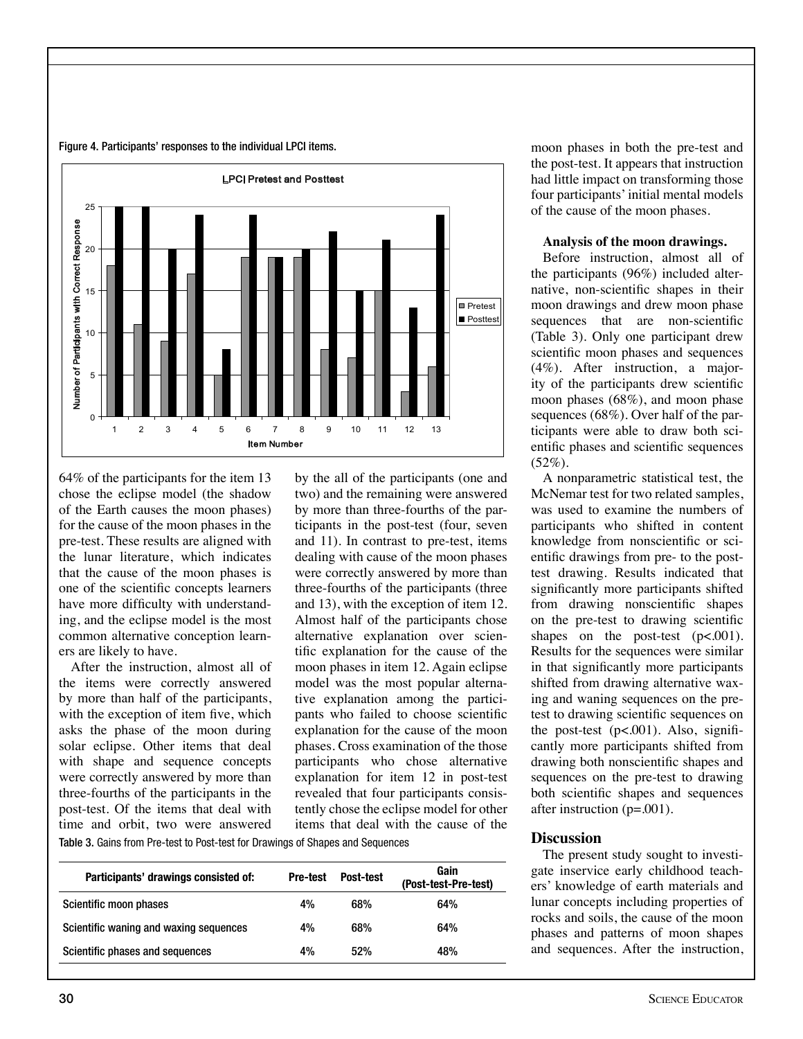Figure 4. Participants' responses to the individual LPCI items.

64% of the participants for the item 13 chose the eclipse model (the shadow of the Earth causes the moon phases) for the cause of the moon phases in the pre-test. These results are aligned with the lunar literature, which indicates that the cause of the moon phases is one of the scientific concepts learners have more difficulty with understanding, and the eclipse model is the most common alternative conception learners are likely to have.

After the instruction, almost all of the items were correctly answered by more than half of the participants, with the exception of item five, which asks the phase of the moon during solar eclipse. Other items that deal with shape and sequence concepts were correctly answered by more than three-fourths of the participants in the post-test. Of the items that deal with time and orbit, two were answered by the all of the participants (one and two) and the remaining were answered by more than three-fourths of the participants in the post-test (four, seven and 11). In contrast to pre-test, items dealing with cause of the moon phases were correctly answered by more than three-fourths of the participants (three and 13), with the exception of item 12. Almost half of the participants chose alternative explanation over scientific explanation for the cause of the moon phases in item 12. Again eclipse model was the most popular alternative explanation among the participants who failed to choose scientific explanation for the cause of the moon phases. Cross examination of the those participants who chose alternative explanation for item 12 in post-test revealed that four participants consistently chose the eclipse model for other items that deal with the cause of the moon phases in both the pre-test and the post-test. It appears that instruction had little impact on transforming those four participants' initial mental models of the cause of the moon phases.

Table 3. Gains from Pre-test to Post-test for Drawings of Shapes and Sequences

| Participants' drawings consisted of: | Pre-test | Post-test | Gain (Post-test-Pre-test) |
|---|---|---|---|
| Scientific moon phases | 4% | 68% | 64% |
| Scientific waning and waxing sequences | 4% | 68% | 64% |
| Scientific phases and sequences | 4% | 52% | 48% |

**Analysis of the moon drawings.**

Before instruction, almost all of the participants (96%) included alternative, non-scientific shapes in their moon drawings and drew moon phase sequences that are non-scientific (Table 3). Only one participant drew scientific moon phases and sequences (4%). After instruction, a majority of the participants drew scientific moon phases (68%), and moon phase sequences (68%). Over half of the participants were able to draw both scientific phases and scientific sequences (52%).

A nonparametric statistical test, the McNemar test for two related samples, was used to examine the numbers of participants who shifted in content knowledge from nonscientific or scientific drawings from pre- to the post-test drawing. Results indicated that significantly more participants shifted from drawing nonscientific shapes on the pre-test to drawing scientific shapes on the post-test ($p<.001$). Results for the sequences were similar in that significantly more participants shifted from drawing alternative waxing and waning sequences on the pre-test to drawing scientific sequences on the post-test ($p<.001$). Also, significantly more participants shifted from drawing both nonscientific shapes and sequences on the pre-test to drawing both scientific shapes and sequences after instruction ($p=.001$).

## Discussion

The present study sought to investigate inservice early childhood teachers' knowledge of earth materials and lunar concepts including properties of rocks and soils, the cause of the moon phases and patterns of moon shapes and sequences. After the instruction,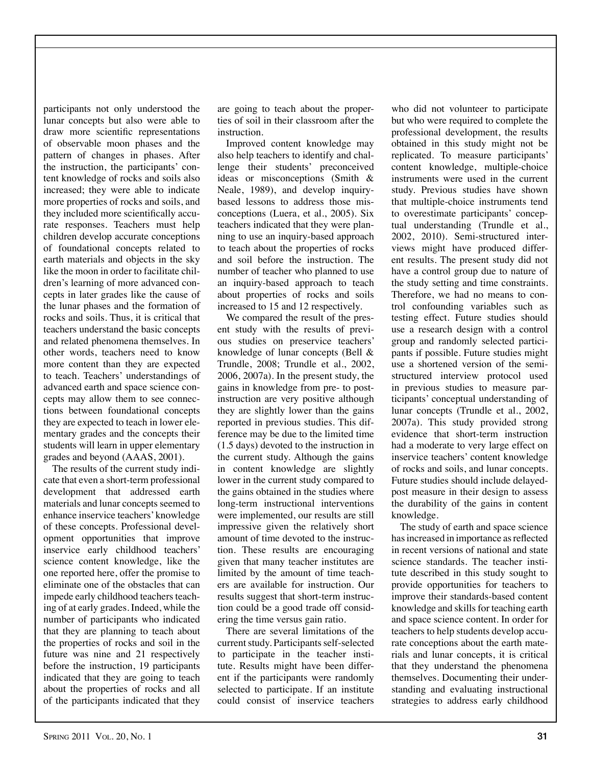participants not only understood the lunar concepts but also were able to draw more scientific representations of observable moon phases and the pattern of changes in phases. After the instruction, the participants' content knowledge of rocks and soils also increased; they were able to indicate more properties of rocks and soils, and they included more scientifically accurate responses. Teachers must help children develop accurate conceptions of foundational concepts related to earth materials and objects in the sky like the moon in order to facilitate children's learning of more advanced concepts in later grades like the cause of the lunar phases and the formation of rocks and soils. Thus, it is critical that teachers understand the basic concepts and related phenomena themselves. In other words, teachers need to know more content than they are expected to teach. Teachers' understandings of advanced earth and space science concepts may allow them to see connections between foundational concepts they are expected to teach in lower elementary grades and the concepts their students will learn in upper elementary grades and beyond (AAAS, 2001).

The results of the current study indicate that even a short-term professional development that addressed earth materials and lunar concepts seemed to enhance inservice teachers' knowledge of these concepts. Professional development opportunities that improve inservice early childhood teachers' science content knowledge, like the one reported here, offer the promise to eliminate one of the obstacles that can impede early childhood teachers teaching of at early grades. Indeed, while the number of participants who indicated that they are planning to teach about the properties of rocks and soil in the future was nine and 21 respectively before the instruction, 19 participants indicated that they are going to teach about the properties of rocks and all of the participants indicated that they are going to teach about the properties of soil in their classroom after the instruction.

Improved content knowledge may also help teachers to identify and challenge their students' preconceived ideas or misconceptions (Smith & Neale, 1989), and develop inquiry-based lessons to address those misconceptions (Luera, et al., 2005). Six teachers indicated that they were planning to use an inquiry-based approach to teach about the properties of rocks and soil before the instruction. The number of teacher who planned to use an inquiry-based approach to teach about properties of rocks and soils increased to 15 and 12 respectively.

We compared the result of the present study with the results of previous studies on preservice teachers' knowledge of lunar concepts (Bell & Trundle, 2008; Trundle et al., 2002, 2006, 2007a). In the present study, the gains in knowledge from pre- to post-instruction are very positive although they are slightly lower than the gains reported in previous studies. This difference may be due to the limited time (1.5 days) devoted to the instruction in the current study. Although the gains in content knowledge are slightly lower in the current study compared to the gains obtained in the studies where long-term instructional interventions were implemented, our results are still impressive given the relatively short amount of time devoted to the instruction. These results are encouraging given that many teacher institutes are limited by the amount of time teachers are available for instruction. Our results suggest that short-term instruction could be a good trade off considering the time versus gain ratio.

There are several limitations of the current study. Participants self-selected to participate in the teacher institute. Results might have been different if the participants were randomly selected to participate. If an institute could consist of inservice teachers who did not volunteer to participate but who were required to complete the professional development, the results obtained in this study might not be replicated. To measure participants' content knowledge, multiple-choice instruments were used in the current study. Previous studies have shown that multiple-choice instruments tend to overestimate participants' conceptual understanding (Trundle et al., 2002, 2010). Semi-structured interviews might have produced different results. The present study did not have a control group due to nature of the study setting and time constraints. Therefore, we had no means to control confounding variables such as testing effect. Future studies should use a research design with a control group and randomly selected participants if possible. Future studies might use a shortened version of the semi-structured interview protocol used in previous studies to measure participants' conceptual understanding of lunar concepts (Trundle et al., 2002, 2007a). This study provided strong evidence that short-term instruction had a moderate to very large effect on inservice teachers' content knowledge of rocks and soils, and lunar concepts. Future studies should include delayed-post measure in their design to assess the durability of the gains in content knowledge.

The study of earth and space science has increased in importance as reflected in recent versions of national and state science standards. The teacher institute described in this study sought to provide opportunities for teachers to improve their standards-based content knowledge and skills for teaching earth and space science content. In order for teachers to help students develop accurate conceptions about the earth materials and lunar concepts, it is critical that they understand the phenomena themselves. Documenting their understanding and evaluating instructional strategies to address early childhood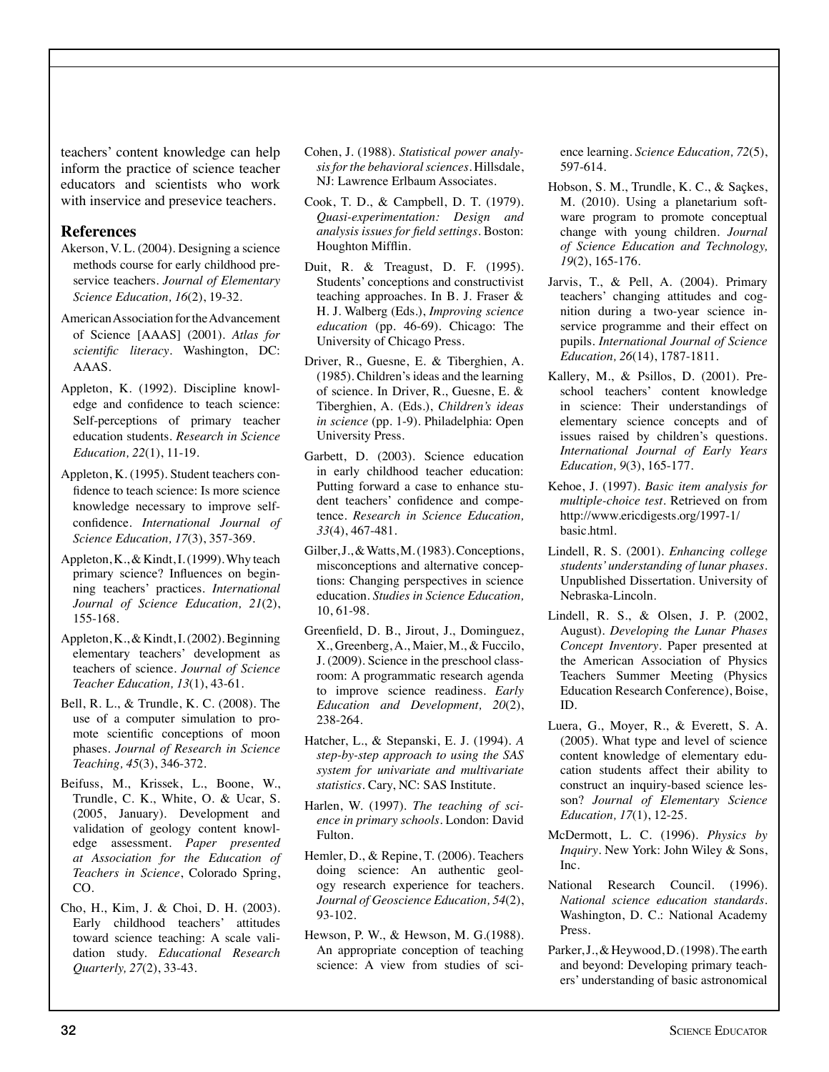teachers' content knowledge can help inform the practice of science teacher educators and scientists who work with inservice and presevice teachers.

## References

Akerson, V. L. (2004). Designing a science methods course for early childhood preservice teachers. *Journal of Elementary Science Education, 16*(2), 19-32.

American Association for the Advancement of Science [AAAS] (2001). *Atlas for scientific literacy*. Washington, DC: AAAS.

Appleton, K. (1992). Discipline knowledge and confidence to teach science: Self-perceptions of primary teacher education students. *Research in Science Education, 22*(1), 11-19.

Appleton, K. (1995). Student teachers confidence to teach science: Is more science knowledge necessary to improve self-confidence. *International Journal of Science Education, 17*(3), 357-369.

Appleton, K., & Kindt, I. (1999). Why teach primary science? Influences on beginning teachers' practices. *International Journal of Science Education, 21*(2), 155-168.

Appleton, K., & Kindt, I. (2002). Beginning elementary teachers' development as teachers of science. *Journal of Science Teacher Education, 13*(1), 43-61.

Bell, R. L., & Trundle, K. C. (2008). The use of a computer simulation to promote scientific conceptions of moon phases. *Journal of Research in Science Teaching, 45*(3), 346-372.

Beifuss, M., Krissek, L., Boone, W., Trundle, C. K., White, O. & Ucar, S. (2005, January). Development and validation of geology content knowledge assessment. *Paper presented at Association for the Education of Teachers in Science*, Colorado Spring, CO.

Cho, H., Kim, J. & Choi, D. H. (2003). Early childhood teachers' attitudes toward science teaching: A scale validation study. *Educational Research Quarterly, 27*(2), 33-43.

Cohen, J. (1988). *Statistical power analysis for the behavioral sciences*. Hillsdale, NJ: Lawrence Erlbaum Associates.

Cook, T. D., & Campbell, D. T. (1979). *Quasi-experimentation: Design and analysis issues for field settings*. Boston: Houghton Mifflin.

Duit, R. & Treagust, D. F. (1995). Students' conceptions and constructivist teaching approaches. In B. J. Fraser & H. J. Walberg (Eds.), *Improving science education* (pp. 46-69). Chicago: The University of Chicago Press.

Driver, R., Guesne, E. & Tiberghien, A. (1985). Children's ideas and the learning of science. In Driver, R., Guesne, E. & Tiberghien, A. (Eds.), *Children's ideas in science* (pp. 1-9). Philadelphia: Open University Press.

Garbett, D. (2003). Science education in early childhood teacher education: Putting forward a case to enhance student teachers' confidence and competence. *Research in Science Education, 33*(4), 467-481.

Gilber, J., & Watts, M. (1983). Conceptions, misconceptions and alternative conceptions: Changing perspectives in science education. *Studies in Science Education,* 10, 61-98.

Greenfield, D. B., Jirout, J., Dominguez, X., Greenberg, A., Maier, M., & Fuccilo, J. (2009). Science in the preschool classroom: A programmatic research agenda to improve science readiness. *Early Education and Development, 20*(2), 238-264.

Hatcher, L., & Stepanski, E. J. (1994). *A step-by-step approach to using the SAS system for univariate and multivariate statistics*. Cary, NC: SAS Institute.

Harlen, W. (1997). *The teaching of science in primary schools*. London: David Fulton.

Hemler, D., & Repine, T. (2006). Teachers doing science: An authentic geology research experience for teachers. *Journal of Geoscience Education, 54*(2), 93-102.

Hewson, P. W., & Hewson, M. G.(1988). An appropriate conception of teaching science: A view from studies of science learning. *Science Education, 72*(5), 597-614.

Hobson, S. M., Trundle, K. C., & Saçkes, M. (2010). Using a planetarium software program to promote conceptual change with young children. *Journal of Science Education and Technology, 19*(2), 165-176.

Jarvis, T., & Pell, A. (2004). Primary teachers' changing attitudes and cognition during a two-year science inservice programme and their effect on pupils. *International Journal of Science Education, 26*(14), 1787-1811.

Kallery, M., & Psillos, D. (2001). Preschool teachers' content knowledge in science: Their understandings of elementary science concepts and of issues raised by children's questions. *International Journal of Early Years Education, 9*(3), 165-177.

Kehoe, J. (1997). *Basic item analysis for multiple-choice test*. Retrieved on from http://www.ericdigests.org/1997-1/basic.html.

Lindell, R. S. (2001). *Enhancing college students' understanding of lunar phases*. Unpublished Dissertation. University of Nebraska-Lincoln.

Lindell, R. S., & Olsen, J. P. (2002, August). *Developing the Lunar Phases Concept Inventory*. Paper presented at the American Association of Physics Teachers Summer Meeting (Physics Education Research Conference), Boise, ID.

Luera, G., Moyer, R., & Everett, S. A. (2005). What type and level of science content knowledge of elementary education students affect their ability to construct an inquiry-based science lesson? *Journal of Elementary Science Education, 17*(1), 12-25.

McDermott, L. C. (1996). *Physics by Inquiry*. New York: John Wiley & Sons, Inc.

National Research Council. (1996). *National science education standards*. Washington, D. C.: National Academy Press.

Parker, J., & Heywood, D. (1998). The earth and beyond: Developing primary teachers' understanding of basic astronomical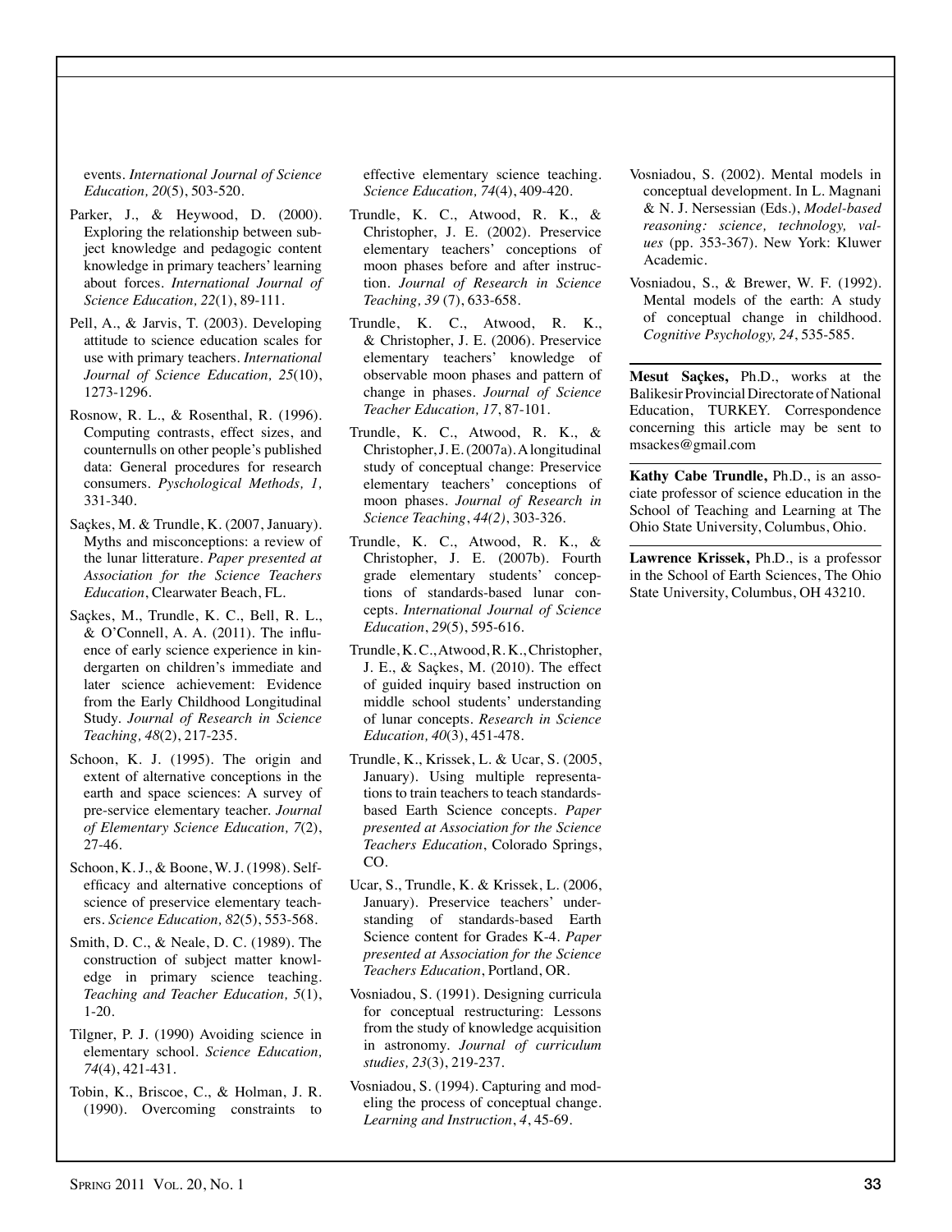events. *International Journal of Science Education, 20*(5), 503-520.

Parker, J., & Heywood, D. (2000). Exploring the relationship between subject knowledge and pedagogic content knowledge in primary teachers' learning about forces. *International Journal of Science Education, 22*(1), 89-111.

Pell, A., & Jarvis, T. (2003). Developing attitude to science education scales for use with primary teachers. *International Journal of Science Education, 25*(10), 1273-1296.

Rosnow, R. L., & Rosenthal, R. (1996). Computing contrasts, effect sizes, and counternulls on other people's published data: General procedures for research consumers. *Pyschological Methods, 1,* 331-340.

Saçkes, M. & Trundle, K. (2007, January). Myths and misconceptions: a review of the lunar litterature. *Paper presented at Association for the Science Teachers Education*, Clearwater Beach, FL.

Saçkes, M., Trundle, K. C., Bell, R. L., & O'Connell, A. A. (2011). The influence of early science experience in kindergarten on children's immediate and later science achievement: Evidence from the Early Childhood Longitudinal Study. *Journal of Research in Science Teaching, 48*(2), 217-235.

Schoon, K. J. (1995). The origin and extent of alternative conceptions in the earth and space sciences: A survey of pre-service elementary teacher. *Journal of Elementary Science Education, 7*(2), 27-46.

Schoon, K. J., & Boone, W. J. (1998). Self-efficacy and alternative conceptions of science of preservice elementary teachers. *Science Education, 82*(5), 553-568.

Smith, D. C., & Neale, D. C. (1989). The construction of subject matter knowledge in primary science teaching. *Teaching and Teacher Education, 5*(1), 1-20.

Tilgner, P. J. (1990) Avoiding science in elementary school. *Science Education, 74*(4), 421-431.

Tobin, K., Briscoe, C., & Holman, J. R. (1990). Overcoming constraints to effective elementary science teaching. *Science Education, 74*(4), 409-420.

Trundle, K. C., Atwood, R. K., & Christopher, J. E. (2002). Preservice elementary teachers' conceptions of moon phases before and after instruction. *Journal of Research in Science Teaching, 39* (7), 633-658.

Trundle, K. C., Atwood, R. K., & Christopher, J. E. (2006). Preservice elementary teachers' knowledge of observable moon phases and pattern of change in phases. *Journal of Science Teacher Education, 17*, 87-101.

Trundle, K. C., Atwood, R. K., & Christopher, J. E. (2007a). A longitudinal study of conceptual change: Preservice elementary teachers' conceptions of moon phases. *Journal of Research in Science Teaching*, *44(2)*, 303-326.

Trundle, K. C., Atwood, R. K., & Christopher, J. E. (2007b). Fourth grade elementary students' conceptions of standards-based lunar concepts. *International Journal of Science Education*, *29*(5), 595-616.

Trundle, K. C., Atwood, R. K., Christopher, J. E., & Saçkes, M. (2010). The effect of guided inquiry based instruction on middle school students' understanding of lunar concepts. *Research in Science Education, 40*(3), 451-478.

Trundle, K., Krissek, L. & Ucar, S. (2005, January). Using multiple representations to train teachers to teach standards-based Earth Science concepts. *Paper presented at Association for the Science Teachers Education*, Colorado Springs, CO.

Ucar, S., Trundle, K. & Krissek, L. (2006, January). Preservice teachers' understanding of standards-based Earth Science content for Grades K-4. *Paper presented at Association for the Science Teachers Education*, Portland, OR.

Vosniadou, S. (1991). Designing curricula for conceptual restructuring: Lessons from the study of knowledge acquisition in astronomy. *Journal of curriculum studies, 23*(3), 219-237.

Vosniadou, S. (1994). Capturing and modeling the process of conceptual change. *Learning and Instruction*, *4*, 45-69.

Vosniadou, S. (2002). Mental models in conceptual development. In L. Magnani & N. J. Nersessian (Eds.), *Model-based reasoning: science, technology, values* (pp. 353-367). New York: Kluwer Academic.

Vosniadou, S., & Brewer, W. F. (1992). Mental models of the earth: A study of conceptual change in childhood. *Cognitive Psychology, 24*, 535-585.

---

**Mesut Saçkes,** Ph.D., works at the Balikesir Provincial Directorate of National Education, TURKEY. Correspondence concerning this article may be sent to msackes@gmail.com

---

**Kathy Cabe Trundle,** Ph.D., is an associate professor of science education in the School of Teaching and Learning at The Ohio State University, Columbus, Ohio.

---

**Lawrence Krissek,** Ph.D., is a professor in the School of Earth Sciences, The Ohio State University, Columbus, OH 43210.